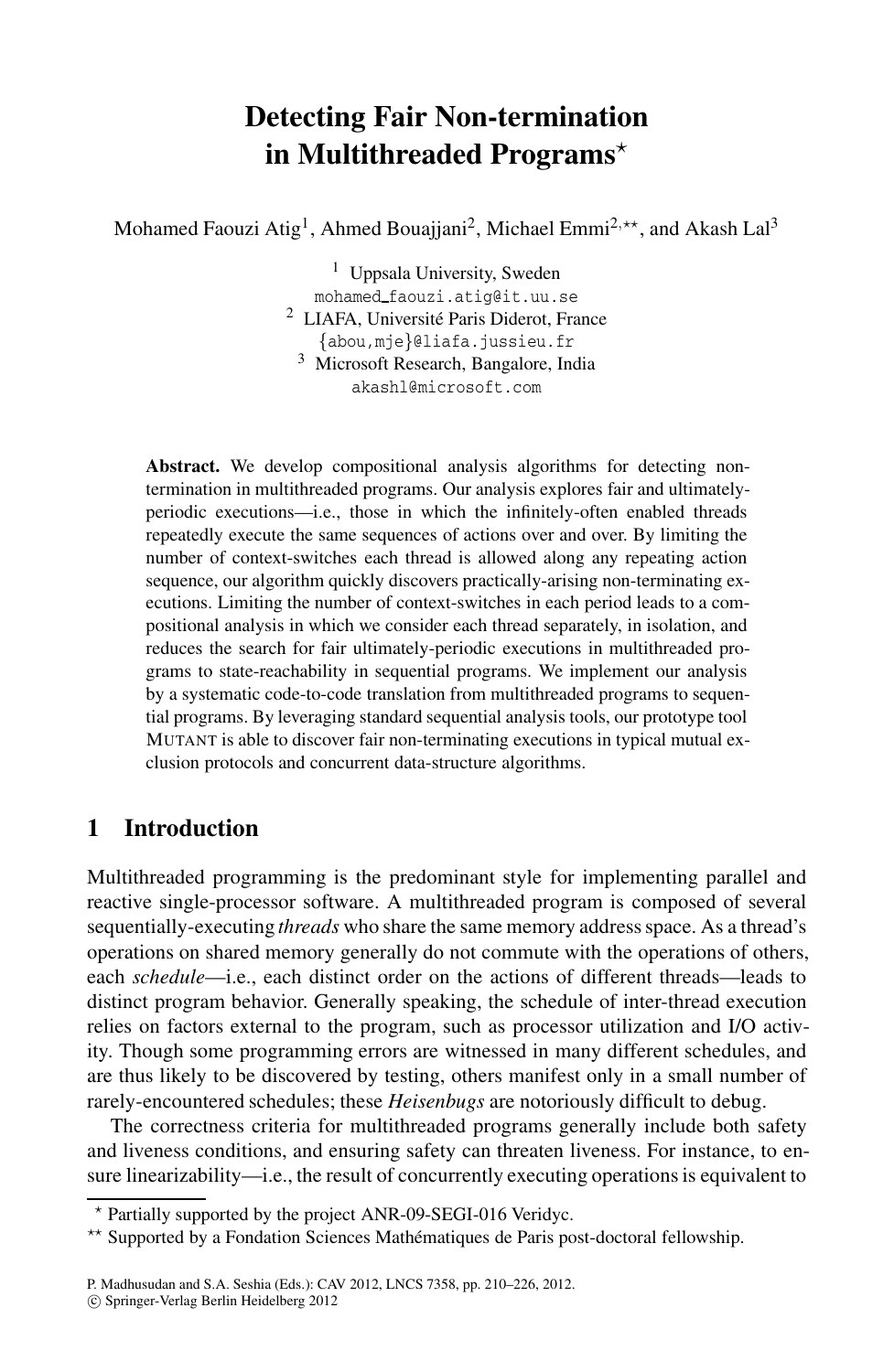# Detecting Fair Non-termination in Multithreaded Programs*

Mohamed Faouzi Atig[1], Ahmed Bouajjani[2], Michael Emmi[2,**], and Akash Lal[3]

[1] Uppsala University, Sweden
mohamed_faouzi.atig@it.uu.se
[2] LIAFA, Université Paris Diderot, France
{abou,mje}@liafa.jussieu.fr
[3] Microsoft Research, Bangalore, India
akashl@microsoft.com

**Abstract.** We develop compositional analysis algorithms for detecting non-termination in multithreaded programs. Our analysis explores fair and ultimately-periodic executions—i.e., those in which the infinitely-often enabled threads repeatedly execute the same sequences of actions over and over. By limiting the number of context-switches each thread is allowed along any repeating action sequence, our algorithm quickly discovers practically-arising non-terminating executions. Limiting the number of context-switches in each period leads to a compositional analysis in which we consider each thread separately, in isolation, and reduces the search for fair ultimately-periodic executions in multithreaded programs to state-reachability in sequential programs. We implement our analysis by a systematic code-to-code translation from multithreaded programs to sequential programs. By leveraging standard sequential analysis tools, our prototype tool MUTANT is able to discover fair non-terminating executions in typical mutual exclusion protocols and concurrent data-structure algorithms.

## 1 Introduction

Multithreaded programming is the predominant style for implementing parallel and reactive single-processor software. A multithreaded program is composed of several sequentially-executing *threads* who share the same memory address space. As a thread's operations on shared memory generally do not commute with the operations of others, each *schedule*—i.e., each distinct order on the actions of different threads—leads to distinct program behavior. Generally speaking, the schedule of inter-thread execution relies on factors external to the program, such as processor utilization and I/O activity. Though some programming errors are witnessed in many different schedules, and are thus likely to be discovered by testing, others manifest only in a small number of rarely-encountered schedules; these *Heisenbugs* are notoriously difficult to debug.

The correctness criteria for multithreaded programs generally include both safety and liveness conditions, and ensuring safety can threaten liveness. For instance, to ensure linearizability—i.e., the result of concurrently executing operations is equivalent to

* Partially supported by the project ANR-09-SEGI-016 Veridyc.

** Supported by a Fondation Sciences Mathématiques de Paris post-doctoral fellowship.

P. Madhusudan and S.A. Seshia (Eds.): CAV 2012, LNCS 7358, pp. 210–226, 2012.
© Springer-Verlag Berlin Heidelberg 2012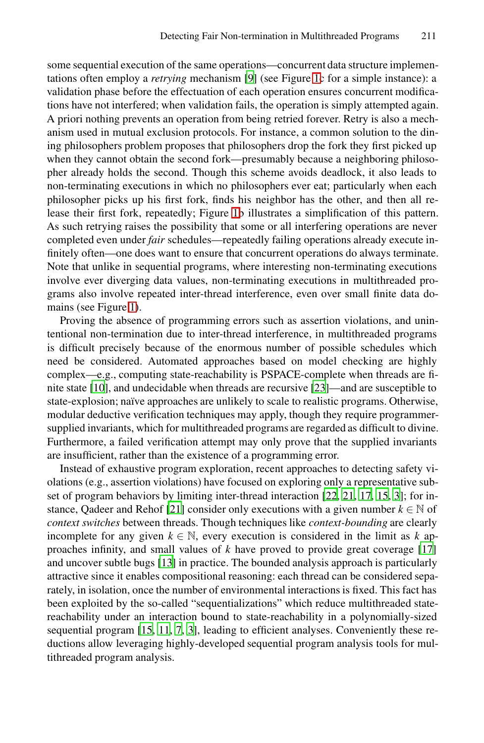some sequential execution of the same operations—concurrent data structure implementations often employ a *retrying* mechanism [9] (see Figure 1c for a simple instance): a validation phase before the effectuation of each operation ensures concurrent modifications have not interfered; when validation fails, the operation is simply attempted again. A priori nothing prevents an operation from being retried forever. Retry is also a mechanism used in mutual exclusion protocols. For instance, a common solution to the dining philosophers problem proposes that philosophers drop the fork they first picked up when they cannot obtain the second fork—presumably because a neighboring philosopher already holds the second. Though this scheme avoids deadlock, it also leads to non-terminating executions in which no philosophers ever eat; particularly when each philosopher picks up his first fork, finds his neighbor has the other, and then all release their first fork, repeatedly; Figure 1b illustrates a simplification of this pattern. As such retrying raises the possibility that some or all interfering operations are never completed even under *fair* schedules—repeatedly failing operations already execute infinitely often—one does want to ensure that concurrent operations do always terminate. Note that unlike in sequential programs, where interesting non-terminating executions involve ever diverging data values, non-terminating executions in multithreaded programs also involve repeated inter-thread interference, even over small finite data domains (see Figure 1).

Proving the absence of programming errors such as assertion violations, and unintentional non-termination due to inter-thread interference, in multithreaded programs is difficult precisely because of the enormous number of possible schedules which need be considered. Automated approaches based on model checking are highly complex—e.g., computing state-reachability is PSPACE-complete when threads are finite state [10], and undecidable when threads are recursive [23]—and are susceptible to state-explosion; naïve approaches are unlikely to scale to realistic programs. Otherwise, modular deductive verification techniques may apply, though they require programmer-supplied invariants, which for multithreaded programs are regarded as difficult to divine. Furthermore, a failed verification attempt may only prove that the supplied invariants are insufficient, rather than the existence of a programming error.

Instead of exhaustive program exploration, recent approaches to detecting safety violations (e.g., assertion violations) have focused on exploring only a representative subset of program behaviors by limiting inter-thread interaction [22, 21, 17, 15, 3]; for instance, Qadeer and Rehof [21] consider only executions with a given number $k \in \mathbb{N}$ of *context switches* between threads. Though techniques like *context-bounding* are clearly incomplete for any given $k \in \mathbb{N}$, every execution is considered in the limit as $k$ approaches infinity, and small values of $k$ have proved to provide great coverage [17] and uncover subtle bugs [13] in practice. The bounded analysis approach is particularly attractive since it enables compositional reasoning: each thread can be considered separately, in isolation, once the number of environmental interactions is fixed. This fact has been exploited by the so-called "sequentializations" which reduce multithreaded state-reachability under an interaction bound to state-reachability in a polynomially-sized sequential program [15, 11, 7, 3], leading to efficient analyses. Conveniently these reductions allow leveraging highly-developed sequential program analysis tools for multithreaded program analysis.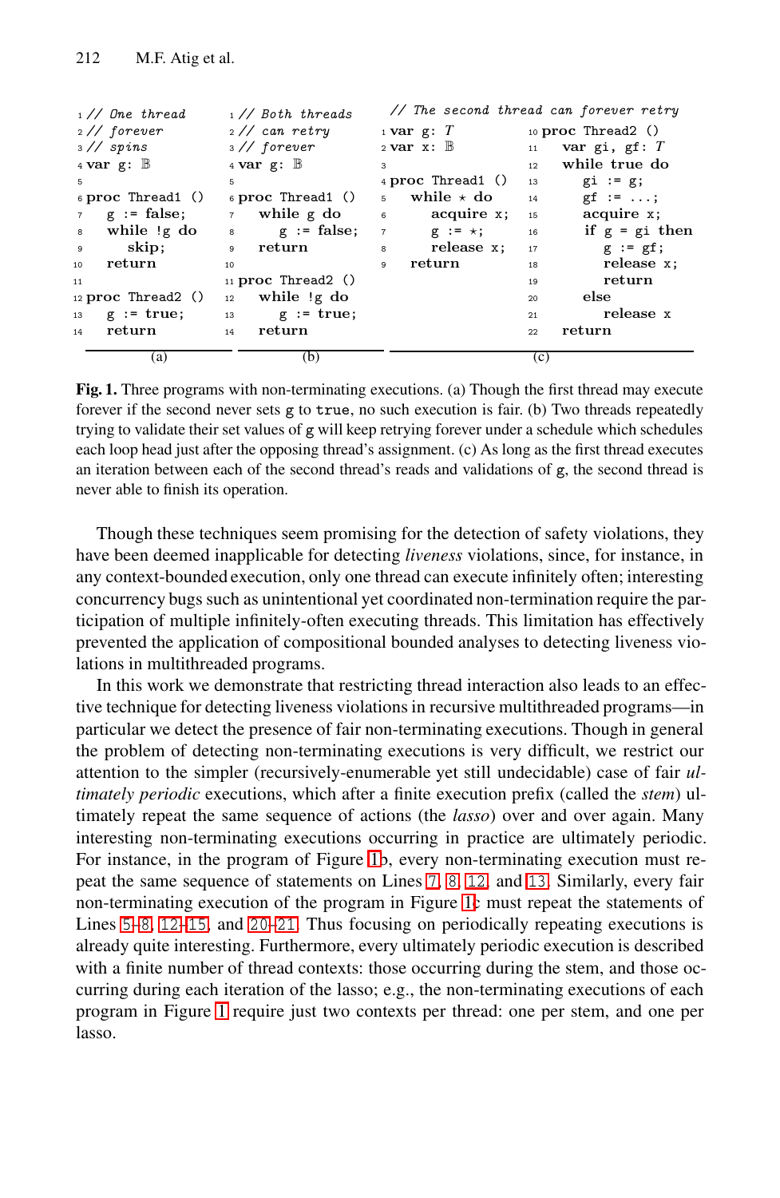```
1 // One thread
2 // forever
3 // spins
4 var g: 𝔹
5
6 proc Thread1 ()
7   g := false;
8   while !g do
9     skip;
10  return
11
12 proc Thread2 ()
13  g := true;
14  return
```
(a)

```
1 // Both threads
2 // can retry
3 // forever
4 var g: 𝔹
5
6 proc Thread1 ()
7   while g do
8     g := false;
9   return
10
11 proc Thread2 ()
12  while !g do
13    g := true;
14  return
```
(b)

```
// The second thread can forever retry
1 var g: T
2 var x: 𝔹
3
4 proc Thread1 ()
5   while ⋆ do
6     acquire x;
7     g := ⋆;
8     release x;
9   return

10 proc Thread2 ()
11   var gi, gf: T
12   while true do
13     gi := g;
14     gf := ...;
15     acquire x;
16     if g = gi then
17       g := gf;
18       release x;
19       return
20     else
21       release x
22   return
```
(c)

**Fig. 1.** Three programs with non-terminating executions. (a) Though the first thread may execute forever if the second never sets g to true, no such execution is fair. (b) Two threads repeatedly trying to validate their set values of g will keep retrying forever under a schedule which schedules each loop head just after the opposing thread's assignment. (c) As long as the first thread executes an iteration between each of the second thread's reads and validations of g, the second thread is never able to finish its operation.

Though these techniques seem promising for the detection of safety violations, they have been deemed inapplicable for detecting *liveness* violations, since, for instance, in any context-bounded execution, only one thread can execute infinitely often; interesting concurrency bugs such as unintentional yet coordinated non-termination require the participation of multiple infinitely-often executing threads. This limitation has effectively prevented the application of compositional bounded analyses to detecting liveness violations in multithreaded programs.

In this work we demonstrate that restricting thread interaction also leads to an effective technique for detecting liveness violations in recursive multithreaded programs—in particular we detect the presence of fair non-terminating executions. Though in general the problem of detecting non-terminating executions is very difficult, we restrict our attention to the simpler (recursively-enumerable yet still undecidable) case of fair *ultimately periodic* executions, which after a finite execution prefix (called the *stem*) ultimately repeat the same sequence of actions (the *lasso*) over and over again. Many interesting non-terminating executions occurring in practice are ultimately periodic. For instance, in the program of Figure 1b, every non-terminating execution must repeat the same sequence of statements on Lines 7, 8, 12, and 13. Similarly, every fair non-terminating execution of the program in Figure 1c must repeat the statements of Lines 5–8, 12–15, and 20–21. Thus focusing on periodically repeating executions is already quite interesting. Furthermore, every ultimately periodic execution is described with a finite number of thread contexts: those occurring during the stem, and those occurring during each iteration of the lasso; e.g., the non-terminating executions of each program in Figure 1 require just two contexts per thread: one per stem, and one per lasso.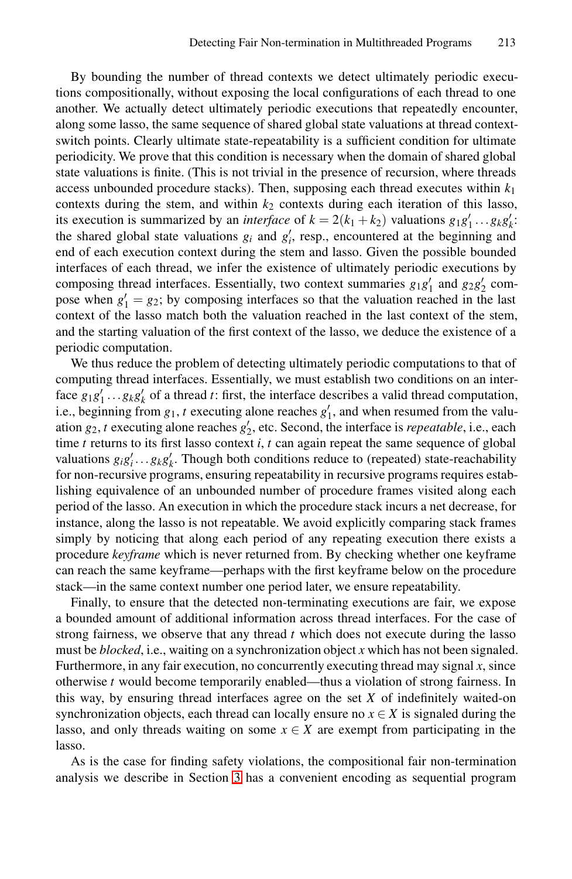By bounding the number of thread contexts we detect ultimately periodic executions compositionally, without exposing the local configurations of each thread to one another. We actually detect ultimately periodic executions that repeatedly encounter, along some lasso, the same sequence of shared global state valuations at thread context-switch points. Clearly ultimate state-repeatability is a sufficient condition for ultimate periodicity. We prove that this condition is necessary when the domain of shared global state valuations is finite. (This is not trivial in the presence of recursion, where threads access unbounded procedure stacks). Then, supposing each thread executes within $k_1$ contexts during the stem, and within $k_2$ contexts during each iteration of this lasso, its execution is summarized by an *interface* of $k = 2(k_1 + k_2)$ valuations $g_1 g'_1 \dots g_k g'_k$: the shared global state valuations $g_i$ and $g'_i$, resp., encountered at the beginning and end of each execution context during the stem and lasso. Given the possible bounded interfaces of each thread, we infer the existence of ultimately periodic executions by composing thread interfaces. Essentially, two context summaries $g_1 g'_1$ and $g_2 g'_2$ compose when $g'_1 = g_2$; by composing interfaces so that the valuation reached in the last context of the lasso match both the valuation reached in the last context of the stem, and the starting valuation of the first context of the lasso, we deduce the existence of a periodic computation.

We thus reduce the problem of detecting ultimately periodic computations to that of computing thread interfaces. Essentially, we must establish two conditions on an interface $g_1 g'_1 \dots g_k g'_k$ of a thread $t$: first, the interface describes a valid thread computation, i.e., beginning from $g_1$, $t$ executing alone reaches $g'_1$, and when resumed from the valuation $g_2$, $t$ executing alone reaches $g'_2$, etc. Second, the interface is *repeatable*, i.e., each time $t$ returns to its first lasso context $i$, $t$ can again repeat the same sequence of global valuations $g_i g'_i \dots g_k g'_k$. Though both conditions reduce to (repeated) state-reachability for non-recursive programs, ensuring repeatability in recursive programs requires establishing equivalence of an unbounded number of procedure frames visited along each period of the lasso. An execution in which the procedure stack incurs a net decrease, for instance, along the lasso is not repeatable. We avoid explicitly comparing stack frames simply by noticing that along each period of any repeating execution there exists a procedure *keyframe* which is never returned from. By checking whether one keyframe can reach the same keyframe—perhaps with the first keyframe below on the procedure stack—in the same context number one period later, we ensure repeatability.

Finally, to ensure that the detected non-terminating executions are fair, we expose a bounded amount of additional information across thread interfaces. For the case of strong fairness, we observe that any thread $t$ which does not execute during the lasso must be *blocked*, i.e., waiting on a synchronization object $x$ which has not been signaled. Furthermore, in any fair execution, no concurrently executing thread may signal $x$, since otherwise $t$ would become temporarily enabled—thus a violation of strong fairness. In this way, by ensuring thread interfaces agree on the set $X$ of indefinitely waited-on synchronization objects, each thread can locally ensure no $x \in X$ is signaled during the lasso, and only threads waiting on some $x \in X$ are exempt from participating in the lasso.

As is the case for finding safety violations, the compositional fair non-termination analysis we describe in Section 3 has a convenient encoding as sequential program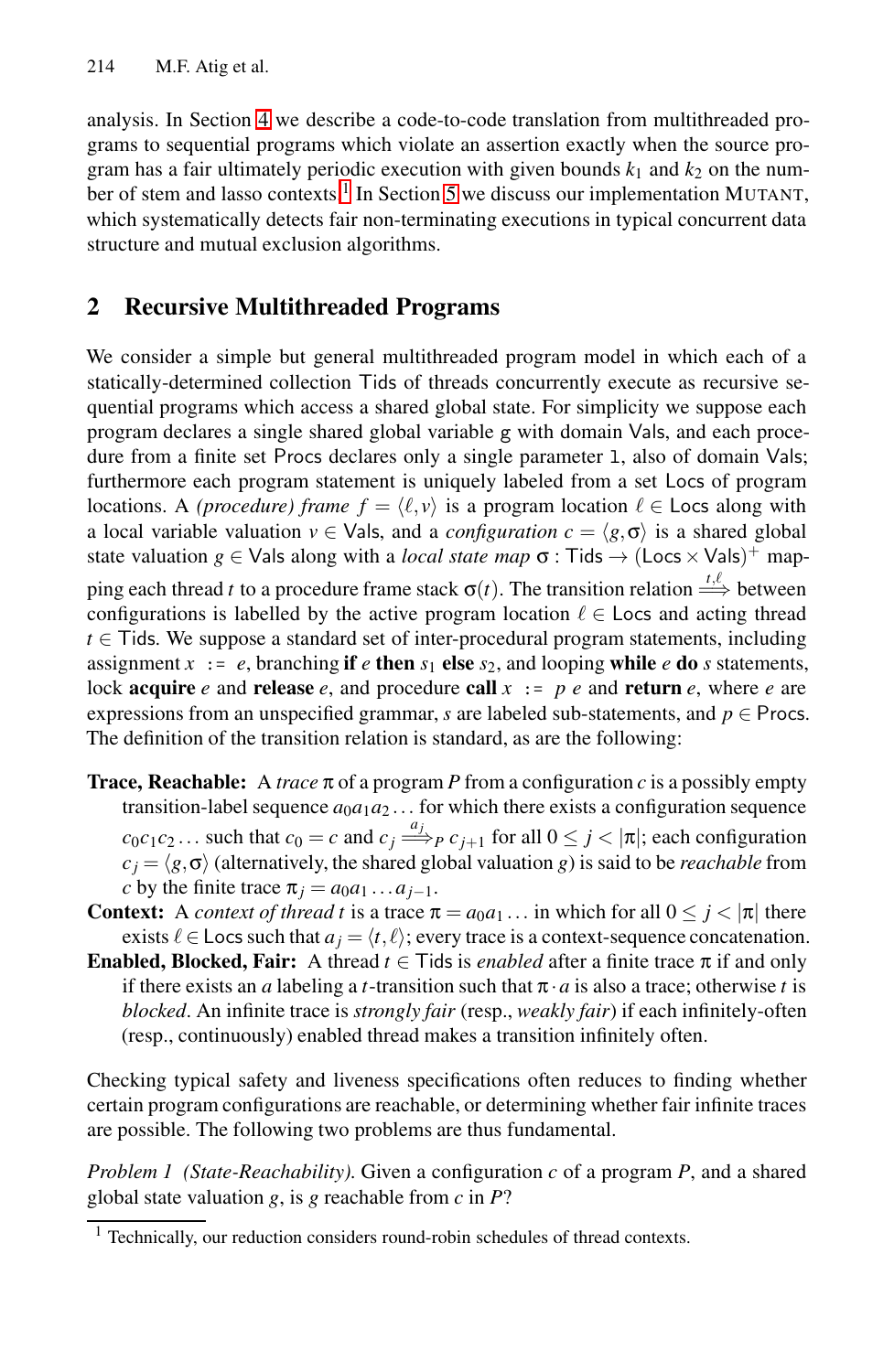analysis. In Section 4 we describe a code-to-code translation from multithreaded programs to sequential programs which violate an assertion exactly when the source program has a fair ultimately periodic execution with given bounds $k_1$ and $k_2$ on the number of stem and lasso contexts.[1] In Section 5 we discuss our implementation MUTANT, which systematically detects fair non-terminating executions in typical concurrent data structure and mutual exclusion algorithms.

## 2 Recursive Multithreaded Programs

We consider a simple but general multithreaded program model in which each of a statically-determined collection Tids of threads concurrently execute as recursive sequential programs which access a shared global state. For simplicity we suppose each program declares a single shared global variable `g` with domain Vals, and each procedure from a finite set Procs declares only a single parameter `l`, also of domain Vals; furthermore each program statement is uniquely labeled from a set Locs of program locations. A *(procedure) frame* $f = \langle \ell, v \rangle$ is a program location $\ell \in \mathsf{Locs}$ along with a local variable valuation $v \in \mathsf{Vals}$, and a *configuration* $c = \langle g, \sigma \rangle$ is a shared global state valuation $g \in \mathsf{Vals}$ along with a *local state map* $\sigma : \mathsf{Tids} \to (\mathsf{Locs} \times \mathsf{Vals})^+$ mapping each thread $t$ to a procedure frame stack $\sigma(t)$. The transition relation $\stackrel{t,\ell}{\Longrightarrow}$ between configurations is labelled by the active program location $\ell \in \mathsf{Locs}$ and acting thread $t \in \mathsf{Tids}$. We suppose a standard set of inter-procedural program statements, including assignment $x$ `:=` $e$, branching **if** $e$ **then** $s_1$ **else** $s_2$, and looping **while** $e$ **do** $s$ statements, lock **acquire** $e$ and **release** $e$, and procedure **call** $x$ `:=` $p\ e$ and **return** $e$, where $e$ are expressions from an unspecified grammar, $s$ are labeled sub-statements, and $p \in \mathsf{Procs}$. The definition of the transition relation is standard, as are the following:

**Trace, Reachable:** A *trace* $\pi$ of a program $P$ from a configuration $c$ is a possibly empty transition-label sequence $a_0 a_1 a_2 \ldots$ for which there exists a configuration sequence $c_0 c_1 c_2 \ldots$ such that $c_0 = c$ and $c_j \stackrel{a_j}{\Longrightarrow}_P c_{j+1}$ for all $0 \leq j < |\pi|$; each configuration $c_j = \langle g, \sigma \rangle$ (alternatively, the shared global valuation $g$) is said to be *reachable* from $c$ by the finite trace $\pi_j = a_0 a_1 \ldots a_{j-1}$.

**Context:** A *context of thread* $t$ is a trace $\pi = a_0 a_1 \ldots$ in which for all $0 \leq j < |\pi|$ there exists $\ell \in \mathsf{Locs}$ such that $a_j = \langle t, \ell \rangle$; every trace is a context-sequence concatenation.

**Enabled, Blocked, Fair:** A thread $t \in \mathsf{Tids}$ is *enabled* after a finite trace $\pi$ if and only if there exists an $a$ labeling a $t$-transition such that $\pi \cdot a$ is also a trace; otherwise $t$ is *blocked*. An infinite trace is *strongly fair* (resp., *weakly fair*) if each infinitely-often (resp., continuously) enabled thread makes a transition infinitely often.

Checking typical safety and liveness specifications often reduces to finding whether certain program configurations are reachable, or determining whether fair infinite traces are possible. The following two problems are thus fundamental.

*Problem 1 (State-Reachability).* Given a configuration $c$ of a program $P$, and a shared global state valuation $g$, is $g$ reachable from $c$ in $P$?

[1] Technically, our reduction considers round-robin schedules of thread contexts.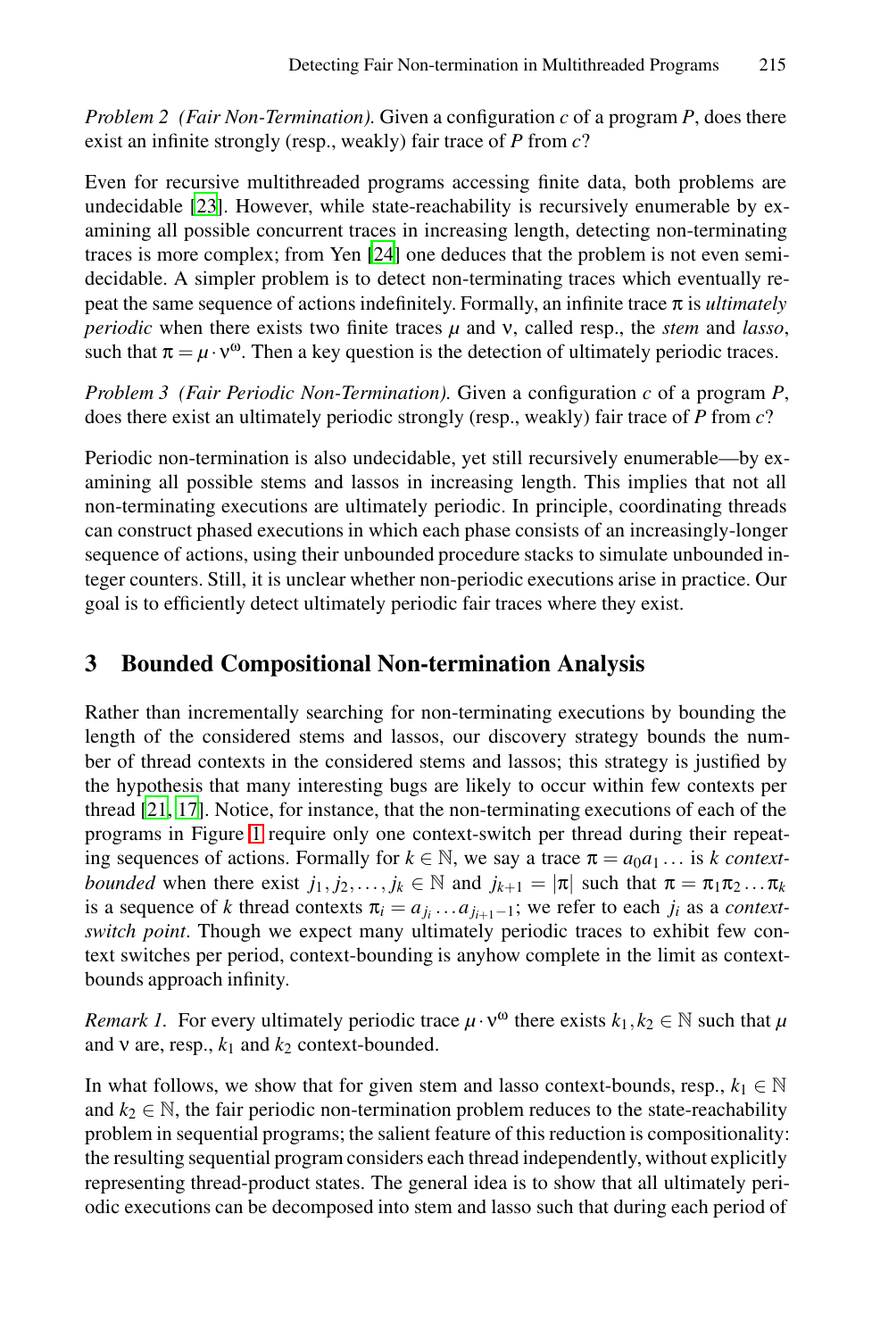*Problem 2 (Fair Non-Termination).* Given a configuration $c$ of a program $P$, does there exist an infinite strongly (resp., weakly) fair trace of $P$ from $c$?

Even for recursive multithreaded programs accessing finite data, both problems are undecidable [23]. However, while state-reachability is recursively enumerable by examining all possible concurrent traces in increasing length, detecting non-terminating traces is more complex; from Yen [24] one deduces that the problem is not even semi-decidable. A simpler problem is to detect non-terminating traces which eventually repeat the same sequence of actions indefinitely. Formally, an infinite trace $\pi$ is *ultimately periodic* when there exists two finite traces $\mu$ and $\nu$, called resp., the *stem* and *lasso*, such that $\pi = \mu \cdot \nu^{\omega}$. Then a key question is the detection of ultimately periodic traces.

*Problem 3 (Fair Periodic Non-Termination).* Given a configuration $c$ of a program $P$, does there exist an ultimately periodic strongly (resp., weakly) fair trace of $P$ from $c$?

Periodic non-termination is also undecidable, yet still recursively enumerable—by examining all possible stems and lassos in increasing length. This implies that not all non-terminating executions are ultimately periodic. In principle, coordinating threads can construct phased executions in which each phase consists of an increasingly-longer sequence of actions, using their unbounded procedure stacks to simulate unbounded integer counters. Still, it is unclear whether non-periodic executions arise in practice. Our goal is to efficiently detect ultimately periodic fair traces where they exist.

## 3 Bounded Compositional Non-termination Analysis

Rather than incrementally searching for non-terminating executions by bounding the length of the considered stems and lassos, our discovery strategy bounds the number of thread contexts in the considered stems and lassos; this strategy is justified by the hypothesis that many interesting bugs are likely to occur within few contexts per thread [21, 17]. Notice, for instance, that the non-terminating executions of each of the programs in Figure 1 require only one context-switch per thread during their repeating sequences of actions. Formally for $k \in \mathbb{N}$, we say a trace $\pi = a_0 a_1 \ldots$ is *k context-bounded* when there exist $j_1, j_2, \ldots, j_k \in \mathbb{N}$ and $j_{k+1} = |\pi|$ such that $\pi = \pi_1 \pi_2 \ldots \pi_k$ is a sequence of $k$ thread contexts $\pi_i = a_{j_i} \ldots a_{j_{i+1}-1}$; we refer to each $j_i$ as a *context-switch point*. Though we expect many ultimately periodic traces to exhibit few context switches per period, context-bounding is anyhow complete in the limit as context-bounds approach infinity.

*Remark 1.* For every ultimately periodic trace $\mu \cdot \nu^{\omega}$ there exists $k_1, k_2 \in \mathbb{N}$ such that $\mu$ and $\nu$ are, resp., $k_1$ and $k_2$ context-bounded.

In what follows, we show that for given stem and lasso context-bounds, resp., $k_1 \in \mathbb{N}$ and $k_2 \in \mathbb{N}$, the fair periodic non-termination problem reduces to the state-reachability problem in sequential programs; the salient feature of this reduction is compositionality: the resulting sequential program considers each thread independently, without explicitly representing thread-product states. The general idea is to show that all ultimately periodic executions can be decomposed into stem and lasso such that during each period of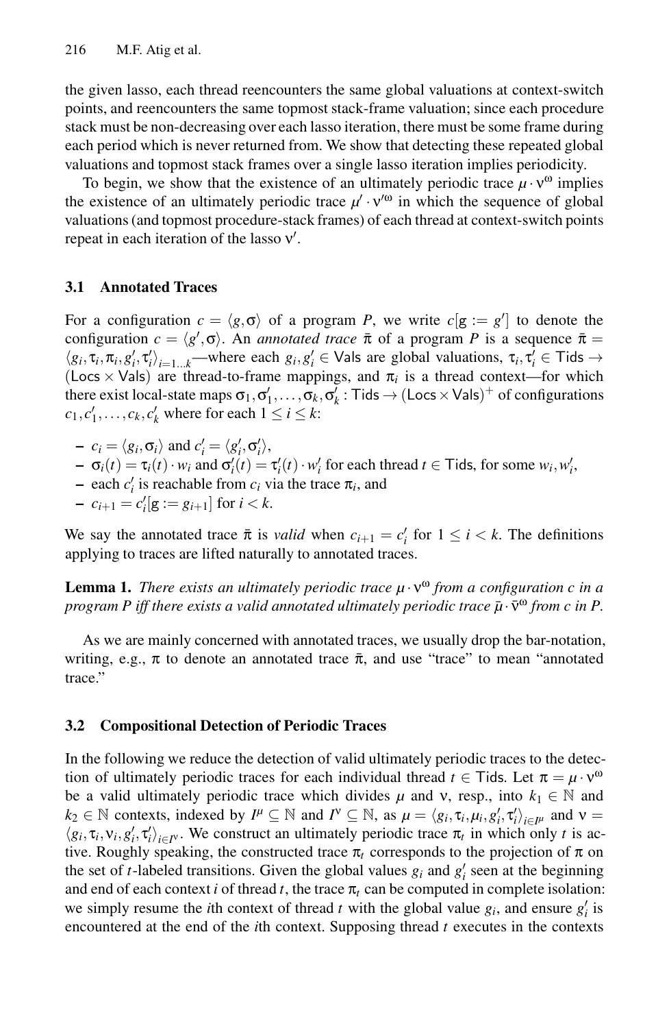the given lasso, each thread reencounters the same global valuations at context-switch points, and reencounters the same topmost stack-frame valuation; since each procedure stack must be non-decreasing over each lasso iteration, there must be some frame during each period which is never returned from. We show that detecting these repeated global valuations and topmost stack frames over a single lasso iteration implies periodicity.

To begin, we show that the existence of an ultimately periodic trace $\mu \cdot \nu^\omega$ implies the existence of an ultimately periodic trace $\mu' \cdot \nu'^\omega$ in which the sequence of global valuations (and topmost procedure-stack frames) of each thread at context-switch points repeat in each iteration of the lasso $\nu'$.

### 3.1 Annotated Traces

For a configuration $c = \langle g, \sigma \rangle$ of a program $P$, we write $c[\mathsf{g} := g']$ to denote the configuration $c = \langle g', \sigma \rangle$. An *annotated trace* $\bar{\pi}$ of a program $P$ is a sequence $\bar{\pi} = \langle g_i, \tau_i, \pi_i, g_i', \tau_i' \rangle_{i=1\ldots k}$—where each $g_i, g_i' \in \mathsf{Vals}$ are global valuations, $\tau_i, \tau_i' \in \mathsf{Tids} \to (\mathsf{Locs} \times \mathsf{Vals})$ are thread-to-frame mappings, and $\pi_i$ is a thread context—for which there exist local-state maps $\sigma_1, \sigma_1', \ldots, \sigma_k, \sigma_k' : \mathsf{Tids} \to (\mathsf{Locs} \times \mathsf{Vals})^+$ of configurations $c_1, c_1', \ldots, c_k, c_k'$ where for each $1 \le i \le k$:

- $c_i = \langle g_i, \sigma_i \rangle$ and $c_i' = \langle g_i', \sigma_i' \rangle$,
- $\sigma_i(t) = \tau_i(t) \cdot w_i$ and $\sigma_i'(t) = \tau_i'(t) \cdot w_i'$ for each thread $t \in \mathsf{Tids}$, for some $w_i, w_i'$,
- each $c_i'$ is reachable from $c_i$ via the trace $\pi_i$, and
- $c_{i+1} = c_i'[\mathsf{g} := g_{i+1}]$ for $i < k$.

We say the annotated trace $\bar{\pi}$ is *valid* when $c_{i+1} = c_i'$ for $1 \le i < k$. The definitions applying to traces are lifted naturally to annotated traces.

**Lemma 1.** *There exists an ultimately periodic trace $\mu \cdot \nu^\omega$ from a configuration $c$ in a program $P$ iff there exists a valid annotated ultimately periodic trace $\bar{\mu} \cdot \bar{\nu}^\omega$ from $c$ in $P$.*

As we are mainly concerned with annotated traces, we usually drop the bar-notation, writing, e.g., $\pi$ to denote an annotated trace $\bar{\pi}$, and use "trace" to mean "annotated trace."

### 3.2 Compositional Detection of Periodic Traces

In the following we reduce the detection of valid ultimately periodic traces to the detection of ultimately periodic traces for each individual thread $t \in \mathsf{Tids}$. Let $\pi = \mu \cdot \nu^\omega$ be a valid ultimately periodic trace which divides $\mu$ and $\nu$, resp., into $k_1 \in \mathbb{N}$ and $k_2 \in \mathbb{N}$ contexts, indexed by $I^\mu \subseteq \mathbb{N}$ and $I^\nu \subseteq \mathbb{N}$, as $\mu = \langle g_i, \tau_i, \mu_i, g_i', \tau_i' \rangle_{i \in I^\mu}$ and $\nu = \langle g_i, \tau_i, \nu_i, g_i', \tau_i' \rangle_{i \in I^\nu}$. We construct an ultimately periodic trace $\pi_t$ in which only $t$ is active. Roughly speaking, the constructed trace $\pi_t$ corresponds to the projection of $\pi$ on the set of $t$-labeled transitions. Given the global values $g_i$ and $g_i'$ seen at the beginning and end of each context $i$ of thread $t$, the trace $\pi_t$ can be computed in complete isolation: we simply resume the $i$th context of thread $t$ with the global value $g_i$, and ensure $g_i'$ is encountered at the end of the $i$th context. Supposing thread $t$ executes in the contexts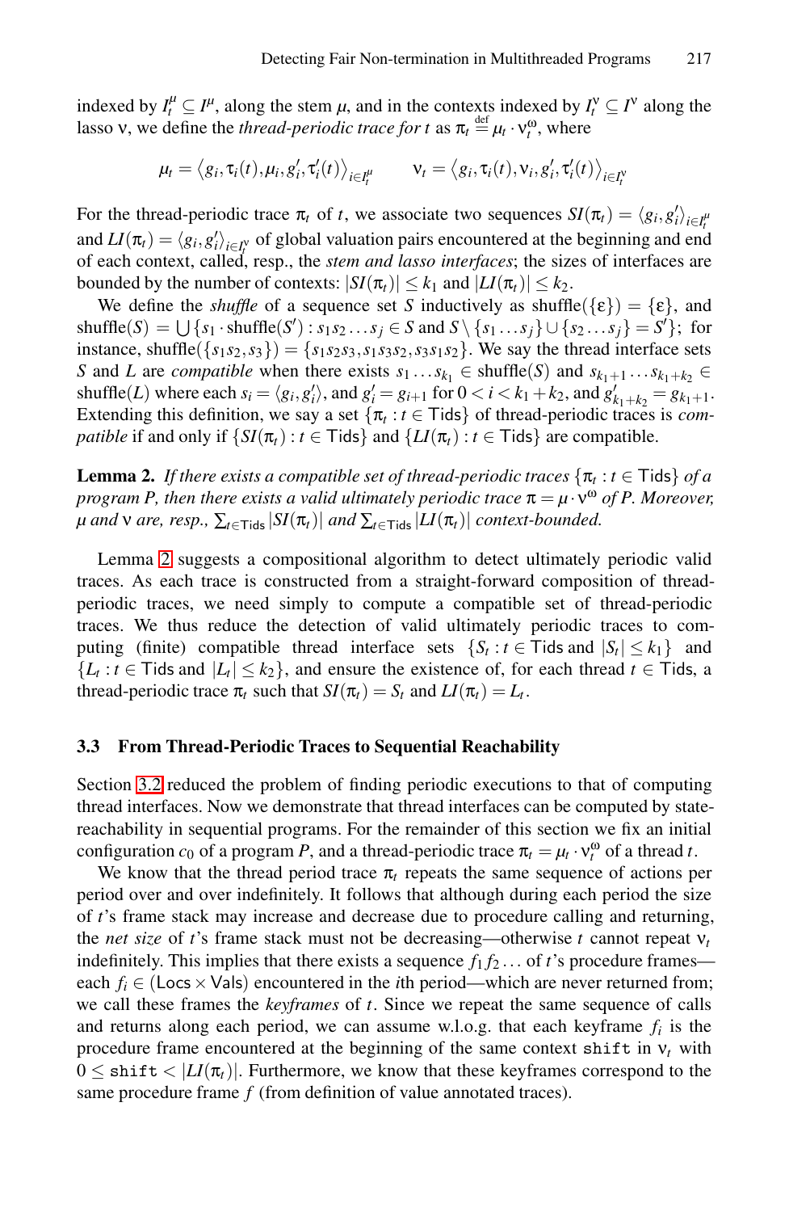indexed by $I^\mu_t \subseteq I^\mu$, along the stem $\mu$, and in the contexts indexed by $I^\nu_t \subseteq I^\nu$ along the lasso $\nu$, we define the *thread-periodic trace for* $t$ as $\pi_t \stackrel{\text{def}}{=} \mu_t \cdot \nu_t^\omega$, where

$$\mu_t = \langle g_i, \tau_i(t), \mu_i, g'_i, \tau'_i(t) \rangle_{i \in I^\mu_t} \qquad \nu_t = \langle g_i, \tau_i(t), \nu_i, g'_i, \tau'_i(t) \rangle_{i \in I^\nu_t}$$

For the thread-periodic trace $\pi_t$ of $t$, we associate two sequences $SI(\pi_t) = \langle g_i, g'_i \rangle_{i \in I^\mu_t}$ and $LI(\pi_t) = \langle g_i, g'_i \rangle_{i \in I^\nu_t}$ of global valuation pairs encountered at the beginning and end of each context, called, resp., the *stem and lasso interfaces*; the sizes of interfaces are bounded by the number of contexts: $|SI(\pi_t)| \leq k_1$ and $|LI(\pi_t)| \leq k_2$.

We define the *shuffle* of a sequence set $S$ inductively as $\text{shuffle}(\{\varepsilon\}) = \{\varepsilon\}$, and $\text{shuffle}(S) = \bigcup \{s_1 \cdot \text{shuffle}(S') : s_1 s_2 \dots s_j \in S \text{ and } S \setminus \{s_1 \dots s_j\} \cup \{s_2 \dots s_j\} = S'\}$; for instance, $\text{shuffle}(\{s_1 s_2, s_3\}) = \{s_1 s_2 s_3, s_1 s_3 s_2, s_3 s_1 s_2\}$. We say the thread interface sets $S$ and $L$ are *compatible* when there exists $s_1 \dots s_{k_1} \in \text{shuffle}(S)$ and $s_{k_1+1} \dots s_{k_1+k_2} \in \text{shuffle}(L)$ where each $s_i = \langle g_i, g'_i \rangle$, and $g'_i = g_{i+1}$ for $0 < i < k_1 + k_2$, and $g'_{k_1+k_2} = g_{k_1+1}$. Extending this definition, we say a set $\{\pi_t : t \in \mathsf{Tids}\}$ of thread-periodic traces is *compatible* if and only if $\{SI(\pi_t) : t \in \mathsf{Tids}\}$ and $\{LI(\pi_t) : t \in \mathsf{Tids}\}$ are compatible.

**Lemma 2.** *If there exists a compatible set of thread-periodic traces* $\{\pi_t : t \in \mathsf{Tids}\}$ *of a program* $P$*, then there exists a valid ultimately periodic trace* $\pi = \mu \cdot \nu^\omega$ *of* $P$*. Moreover,* $\mu$ *and* $\nu$ *are, resp.,* $\sum_{t \in \mathsf{Tids}} |SI(\pi_t)|$ *and* $\sum_{t \in \mathsf{Tids}} |LI(\pi_t)|$ *context-bounded.*

Lemma 2 suggests a compositional algorithm to detect ultimately periodic valid traces. As each trace is constructed from a straight-forward composition of thread-periodic traces, we need simply to compute a compatible set of thread-periodic traces. We thus reduce the detection of valid ultimately periodic traces to computing (finite) compatible thread interface sets $\{S_t : t \in \mathsf{Tids} \text{ and } |S_t| \leq k_1\}$ and $\{L_t : t \in \mathsf{Tids} \text{ and } |L_t| \leq k_2\}$, and ensure the existence of, for each thread $t \in \mathsf{Tids}$, a thread-periodic trace $\pi_t$ such that $SI(\pi_t) = S_t$ and $LI(\pi_t) = L_t$.

### 3.3 From Thread-Periodic Traces to Sequential Reachability

Section 3.2 reduced the problem of finding periodic executions to that of computing thread interfaces. Now we demonstrate that thread interfaces can be computed by state-reachability in sequential programs. For the remainder of this section we fix an initial configuration $c_0$ of a program $P$, and a thread-periodic trace $\pi_t = \mu_t \cdot \nu_t^\omega$ of a thread $t$.

We know that the thread period trace $\pi_t$ repeats the same sequence of actions per period over and over indefinitely. It follows that although during each period the size of $t$'s frame stack may increase and decrease due to procedure calling and returning, the *net size* of $t$'s frame stack must not be decreasing—otherwise $t$ cannot repeat $\nu_t$ indefinitely. This implies that there exists a sequence $f_1 f_2 \dots$ of $t$'s procedure frames—each $f_i \in (\mathsf{Locs} \times \mathsf{Vals})$ encountered in the $i$th period—which are never returned from; we call these frames the *keyframes* of $t$. Since we repeat the same sequence of calls and returns along each period, we can assume w.l.o.g. that each keyframe $f_i$ is the procedure frame encountered at the beginning of the same context `shift` in $\nu_t$ with $0 \leq \texttt{shift} < |LI(\pi_t)|$. Furthermore, we know that these keyframes correspond to the same procedure frame $f$ (from definition of value annotated traces).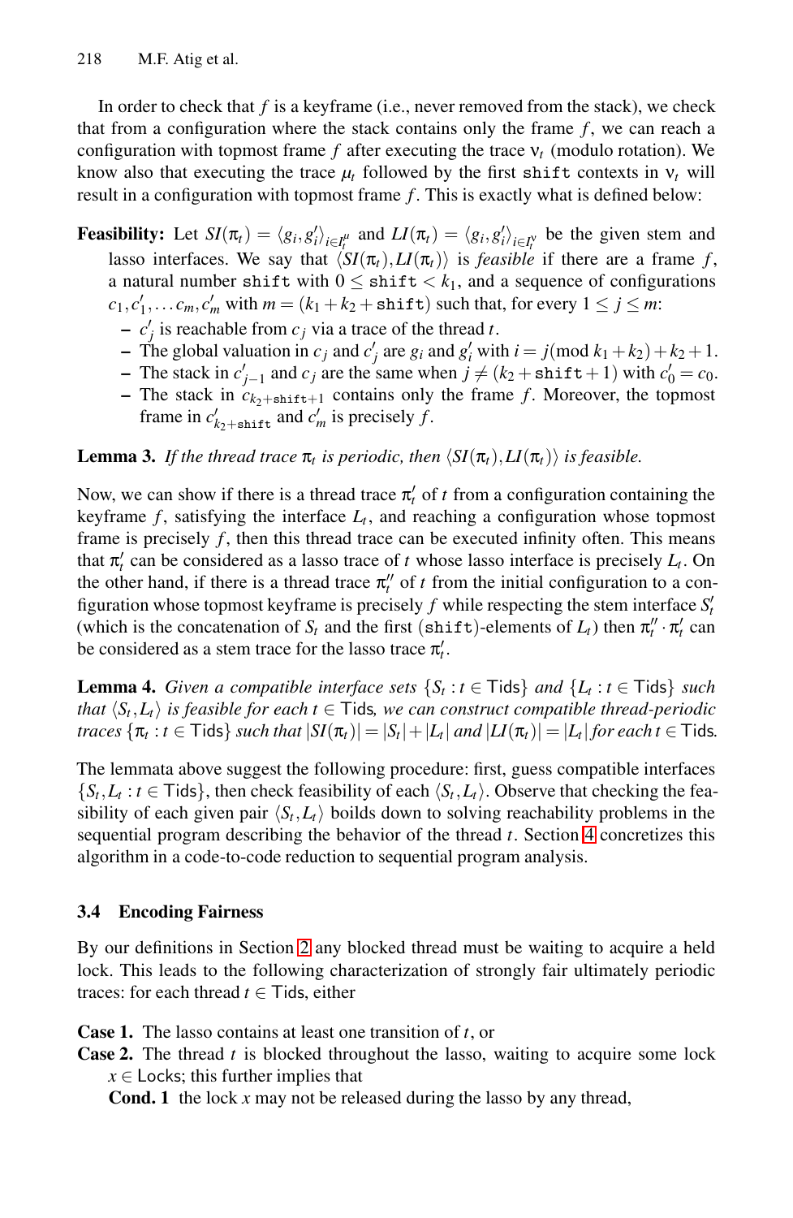In order to check that $f$ is a keyframe (i.e., never removed from the stack), we check that from a configuration where the stack contains only the frame $f$, we can reach a configuration with topmost frame $f$ after executing the trace $\nu_t$ (modulo rotation). We know also that executing the trace $\mu_t$ followed by the first `shift` contexts in $\nu_t$ will result in a configuration with topmost frame $f$. This is exactly what is defined below:

**Feasibility:** Let $SI(\pi_t) = \langle g_i, g'_i \rangle_{i \in I^\mu_t}$ and $LI(\pi_t) = \langle g_i, g'_i \rangle_{i \in I^\nu_t}$ be the given stem and lasso interfaces. We say that $\langle SI(\pi_t), LI(\pi_t) \rangle$ is *feasible* if there are a frame $f$, a natural number `shift` with $0 \leq \texttt{shift} < k_1$, and a sequence of configurations $c_1, c'_1, \ldots c_m, c'_m$ with $m = (k_1 + k_2 + \texttt{shift})$ such that, for every $1 \leq j \leq m$:

- $c'_j$ is reachable from $c_j$ via a trace of the thread $t$.
- The global valuation in $c_j$ and $c'_j$ are $g_i$ and $g'_i$ with $i = j (\mathrm{mod}\ k_1 + k_2) + k_2 + 1$.
- The stack in $c'_{j-1}$ and $c_j$ are the same when $j \neq (k_2 + \texttt{shift} + 1)$ with $c'_0 = c_0$.
- The stack in $c_{k_2+\texttt{shift}+1}$ contains only the frame $f$. Moreover, the topmost frame in $c'_{k_2+\texttt{shift}}$ and $c'_m$ is precisely $f$.

**Lemma 3.** *If the thread trace $\pi_t$ is periodic, then $\langle SI(\pi_t), LI(\pi_t) \rangle$ is feasible.*

Now, we can show if there is a thread trace $\pi'_t$ of $t$ from a configuration containing the keyframe $f$, satisfying the interface $L_t$, and reaching a configuration whose topmost frame is precisely $f$, then this thread trace can be executed infinity often. This means that $\pi'_t$ can be considered as a lasso trace of $t$ whose lasso interface is precisely $L_t$. On the other hand, if there is a thread trace $\pi''_t$ of $t$ from the initial configuration to a configuration whose topmost keyframe is precisely $f$ while respecting the stem interface $S'_t$ (which is the concatenation of $S_t$ and the first (`shift`)-elements of $L_t$) then $\pi''_t \cdot \pi'_t$ can be considered as a stem trace for the lasso trace $\pi'_t$.

**Lemma 4.** *Given a compatible interface sets $\{S_t : t \in \mathsf{Tids}\}$ and $\{L_t : t \in \mathsf{Tids}\}$ such that $\langle S_t, L_t \rangle$ is feasible for each $t \in \mathsf{Tids}$, we can construct compatible thread-periodic traces $\{\pi_t : t \in \mathsf{Tids}\}$ such that $|SI(\pi_t)| = |S_t| + |L_t|$ and $|LI(\pi_t)| = |L_t|$ for each $t \in \mathsf{Tids}$.*

The lemmata above suggest the following procedure: first, guess compatible interfaces $\{S_t, L_t : t \in \mathsf{Tids}\}$, then check feasibility of each $\langle S_t, L_t \rangle$. Observe that checking the feasibility of each given pair $\langle S_t, L_t \rangle$ boilds down to solving reachability problems in the sequential program describing the behavior of the thread $t$. Section 4 concretizes this algorithm in a code-to-code reduction to sequential program analysis.

### 3.4 Encoding Fairness

By our definitions in Section 2 any blocked thread must be waiting to acquire a held lock. This leads to the following characterization of strongly fair ultimately periodic traces: for each thread $t \in \mathsf{Tids}$, either

**Case 1.** The lasso contains at least one transition of $t$, or

**Case 2.** The thread $t$ is blocked throughout the lasso, waiting to acquire some lock $x \in \mathsf{Locks}$; this further implies that

**Cond. 1** the lock $x$ may not be released during the lasso by any thread,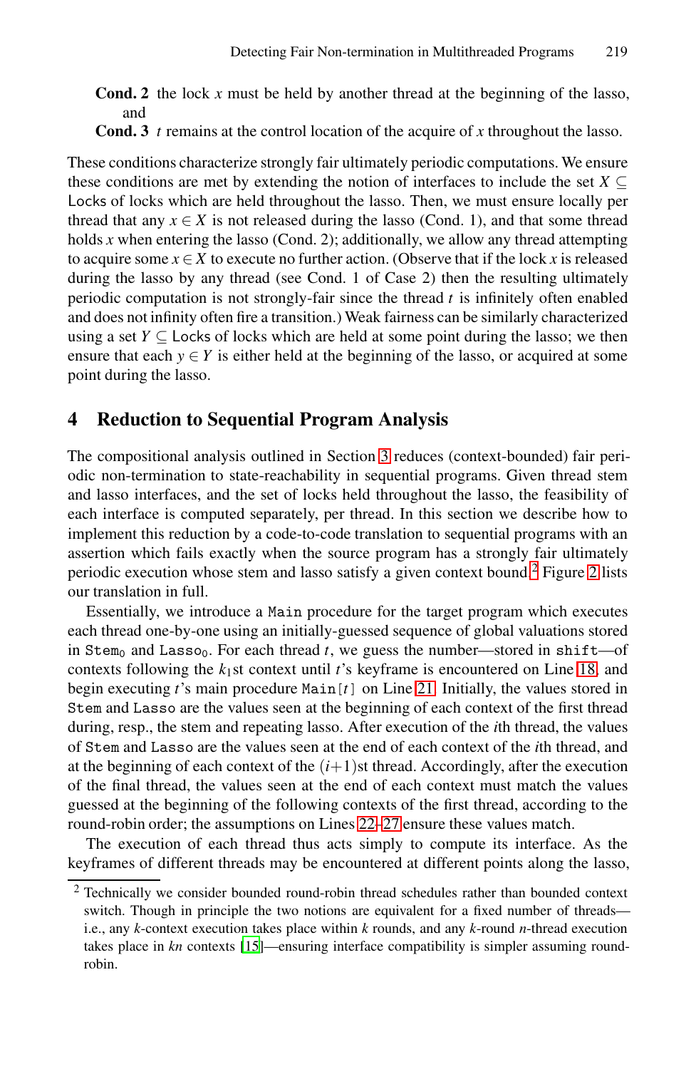**Cond. 2** the lock $x$ must be held by another thread at the beginning of the lasso, and

**Cond. 3** $t$ remains at the control location of the acquire of $x$ throughout the lasso.

These conditions characterize strongly fair ultimately periodic computations. We ensure these conditions are met by extending the notion of interfaces to include the set $X \subseteq$ Locks of locks which are held throughout the lasso. Then, we must ensure locally per thread that any $x \in X$ is not released during the lasso (Cond. 1), and that some thread holds $x$ when entering the lasso (Cond. 2); additionally, we allow any thread attempting to acquire some $x \in X$ to execute no further action. (Observe that if the lock $x$ is released during the lasso by any thread (see Cond. 1 of Case 2) then the resulting ultimately periodic computation is not strongly-fair since the thread $t$ is infinitely often enabled and does not infinity often fire a transition.) Weak fairness can be similarly characterized using a set $Y \subseteq$ Locks of locks which are held at some point during the lasso; we then ensure that each $y \in Y$ is either held at the beginning of the lasso, or acquired at some point during the lasso.

## 4 Reduction to Sequential Program Analysis

The compositional analysis outlined in Section 3 reduces (context-bounded) fair periodic non-termination to state-reachability in sequential programs. Given thread stem and lasso interfaces, and the set of locks held throughout the lasso, the feasibility of each interface is computed separately, per thread. In this section we describe how to implement this reduction by a code-to-code translation to sequential programs with an assertion which fails exactly when the source program has a strongly fair ultimately periodic execution whose stem and lasso satisfy a given context bound.[2] Figure 2 lists our translation in full.

Essentially, we introduce a `Main` procedure for the target program which executes each thread one-by-one using an initially-guessed sequence of global valuations stored in $\texttt{Stem}_0$ and $\texttt{Lasso}_0$. For each thread $t$, we guess the number—stored in `shift`—of contexts following the $k_1$st context until $t$'s keyframe is encountered on Line 18, and begin executing $t$'s main procedure `Main[`$t$`]` on Line 21. Initially, the values stored in `Stem` and `Lasso` are the values seen at the beginning of each context of the first thread during, resp., the stem and repeating lasso. After execution of the $i$th thread, the values of `Stem` and `Lasso` are the values seen at the end of each context of the $i$th thread, and at the beginning of each context of the $(i+1)$st thread. Accordingly, after the execution of the final thread, the values seen at the end of each context must match the values guessed at the beginning of the following contexts of the first thread, according to the round-robin order; the assumptions on Lines 22–27 ensure these values match.

The execution of each thread thus acts simply to compute its interface. As the keyframes of different threads may be encountered at different points along the lasso,

[2] Technically we consider bounded round-robin thread schedules rather than bounded context switch. Though in principle the two notions are equivalent for a fixed number of threads—i.e., any $k$-context execution takes place within $k$ rounds, and any $k$-round $n$-thread execution takes place in $kn$ contexts [15]—ensuring interface compatibility is simpler assuming round-robin.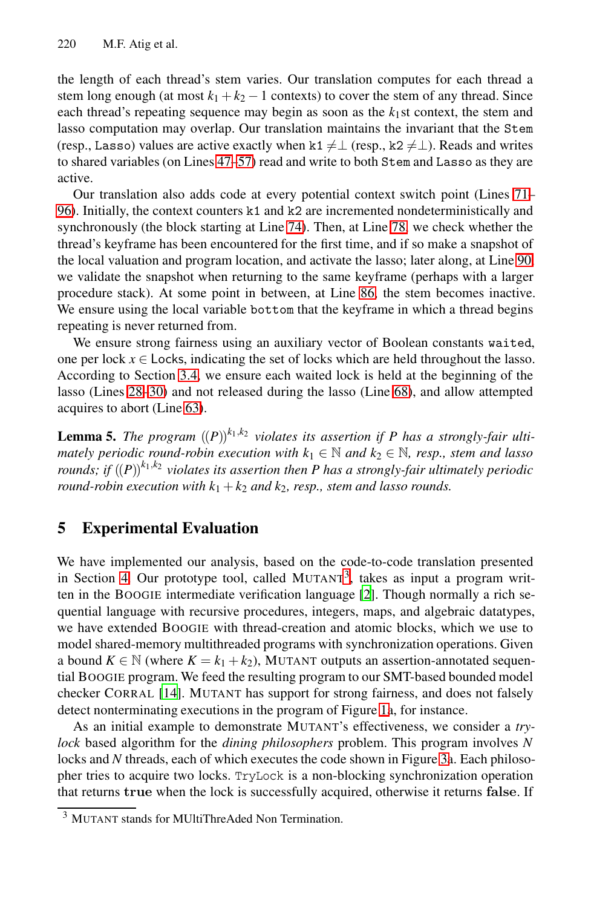the length of each thread's stem varies. Our translation computes for each thread a stem long enough (at most $k_1 + k_2 - 1$ contexts) to cover the stem of any thread. Since each thread's repeating sequence may begin as soon as the $k_1$st context, the stem and lasso computation may overlap. Our translation maintains the invariant that the `Stem` (resp., `Lasso`) values are active exactly when $\texttt{k1} \neq \perp$ (resp., $\texttt{k2} \neq \perp$). Reads and writes to shared variables (on Lines 47–57) read and write to both `Stem` and `Lasso` as they are active.

Our translation also adds code at every potential context switch point (Lines 71–96). Initially, the context counters `k1` and `k2` are incremented nondeterministically and synchronously (the block starting at Line 74). Then, at Line 78, we check whether the thread's keyframe has been encountered for the first time, and if so make a snapshot of the local valuation and program location, and activate the lasso; later along, at Line 90, we validate the snapshot when returning to the same keyframe (perhaps with a larger procedure stack). At some point in between, at Line 86, the stem becomes inactive. We ensure using the local variable `bottom` that the keyframe in which a thread begins repeating is never returned from.

We ensure strong fairness using an auxiliary vector of Boolean constants `waited`, one per lock $x \in \mathsf{Locks}$, indicating the set of locks which are held throughout the lasso. According to Section 3.4, we ensure each waited lock is held at the beginning of the lasso (Lines 28–30) and not released during the lasso (Line 68), and allow attempted acquires to abort (Line 63).

**Lemma 5.** *The program $((P))^{k_1,k_2}$ violates its assertion if $P$ has a strongly-fair ultimately periodic round-robin execution with $k_1 \in \mathbb{N}$ and $k_2 \in \mathbb{N}$, resp., stem and lasso rounds; if $((P))^{k_1,k_2}$ violates its assertion then $P$ has a strongly-fair ultimately periodic round-robin execution with $k_1 + k_2$ and $k_2$, resp., stem and lasso rounds.*

## 5 Experimental Evaluation

We have implemented our analysis, based on the code-to-code translation presented in Section 4. Our prototype tool, called MUTANT[3], takes as input a program written in the BOOGIE intermediate verification language [2]. Though normally a rich sequential language with recursive procedures, integers, maps, and algebraic datatypes, we have extended BOOGIE with thread-creation and atomic blocks, which we use to model shared-memory multithreaded programs with synchronization operations. Given a bound $K \in \mathbb{N}$ (where $K = k_1 + k_2$), MUTANT outputs an assertion-annotated sequential BOOGIE program. We feed the resulting program to our SMT-based bounded model checker CORRAL [14]. MUTANT has support for strong fairness, and does not falsely detect nonterminating executions in the program of Figure 1a, for instance.

As an initial example to demonstrate MUTANT's effectiveness, we consider a *try-lock* based algorithm for the *dining philosophers* problem. This program involves $N$ locks and $N$ threads, each of which executes the code shown in Figure 3a. Each philosopher tries to acquire two locks. `TryLock` is a non-blocking synchronization operation that returns **true** when the lock is successfully acquired, otherwise it returns **false**. If

[3] MUTANT stands for MUltiThreAded Non Termination.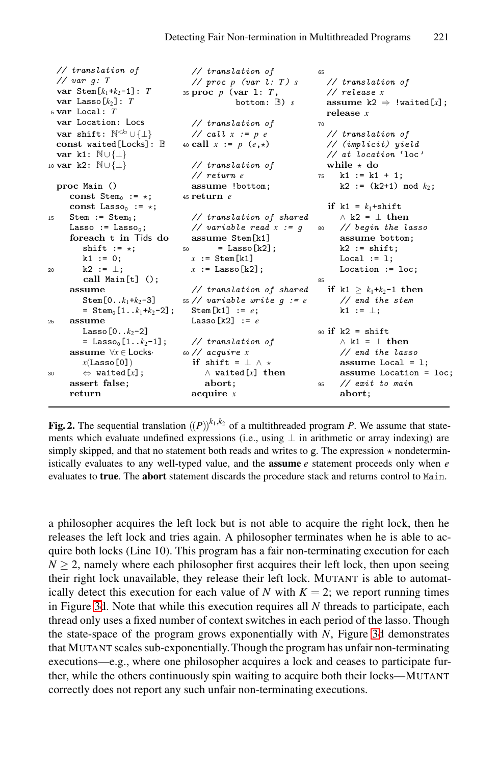```
  // translation of
  // var g: T
  var Stem[k1+k2-1]: T
  var Lasso[k2]: T
5 var Local: T
  var Location: Locs
  var shift: ℕ<k2 ∪ {⊥}
  const waited[Locks]: 𝔹
  var k1: ℕ∪{⊥}
10 var k2: ℕ∪{⊥}

  proc Main ()
    const Stem0 := ⋆;
    const Lasso0 := ⋆;
15  Stem := Stem0;
    Lasso := Lasso0;
    foreach t in Tids do
      shift := ⋆;
      k1 := 0;
20    k2 := ⊥;
      call Main[t] ();
    assume
      Stem[0..k1+k2-3]
      = Stem0[1..k1+k2-2];
25  assume
      Lasso[0..k2-2]
      = Lasso0[1..k2-1];
    assume ∀x ∈ Locks·
      x(Lasso[0])
30    ⇔ waited[x];
    assert false;
    return

  // translation of
  // proc p (var l: T) s
35 proc p (var l: T,
          bottom: 𝔹) s

  // translation of
  // call x := p e
40 call x := p (e,⋆)

  // translation of
  // return e
  assume !bottom;
45 return e

  // translation of shared
  // variable read x := g
  assume Stem[k1]
50     = Lasso[k2];
  x := Stem[k1]
  x := Lasso[k2];

  // translation of shared
55 // variable write g := e
  Stem[k1] := e;
  Lasso[k2] := e

  // translation of
60 // acquire x
  if shift = ⊥ ∧ ⋆
    ∧ waited[x] then
    abort;
  acquire x

65
  // translation of
  // release x
  assume k2 ⇒ !waited[x];
  release x
70
  // translation of
  // (implicit) yield
  // at location 'loc'
  while ⋆ do
75  k1 := k1 + 1;
    k2 := (k2+1) mod k2;

  if k1 = k1+shift
    ∧ k2 = ⊥ then
80  // begin the lasso
    assume bottom;
    k2 := shift;
    Local := l;
    Location := loc;
85
  if k1 ≥ k1+k2-1 then
    // end the stem
    k1 := ⊥;

90 if k2 = shift
    ∧ k1 = ⊥ then
    // end the lasso
    assume Local = l;
    assume Location = loc;
95  // exit to main
    abort;
```

**Fig. 2.** The sequential translation $((P))^{k_1,k_2}$ of a multithreaded program $P$. We assume that statements which evaluate undefined expressions (i.e., using $\bot$ in arithmetic or array indexing) are simply skipped, and that no statement both reads and writes to g. The expression $\star$ nondeterministically evaluates to any well-typed value, and the **assume** $e$ statement proceeds only when $e$ evaluates to **true**. The **abort** statement discards the procedure stack and returns control to Main.

a philosopher acquires the left lock but is not able to acquire the right lock, then he releases the left lock and tries again. A philosopher terminates when he is able to acquire both locks (Line 10). This program has a fair non-terminating execution for each $N \geq 2$, namely where each philosopher first acquires their left lock, then upon seeing their right lock unavailable, they release their left lock. MUTANT is able to automatically detect this execution for each value of $N$ with $K = 2$; we report running times in Figure 3d. Note that while this execution requires all $N$ threads to participate, each thread only uses a fixed number of context switches in each period of the lasso. Though the state-space of the program grows exponentially with $N$, Figure 3d demonstrates that MUTANT scales sub-exponentially. Though the program has unfair non-terminating executions—e.g., where one philosopher acquires a lock and ceases to participate further, while the others continuously spin waiting to acquire both their locks—MUTANT correctly does not report any such unfair non-terminating executions.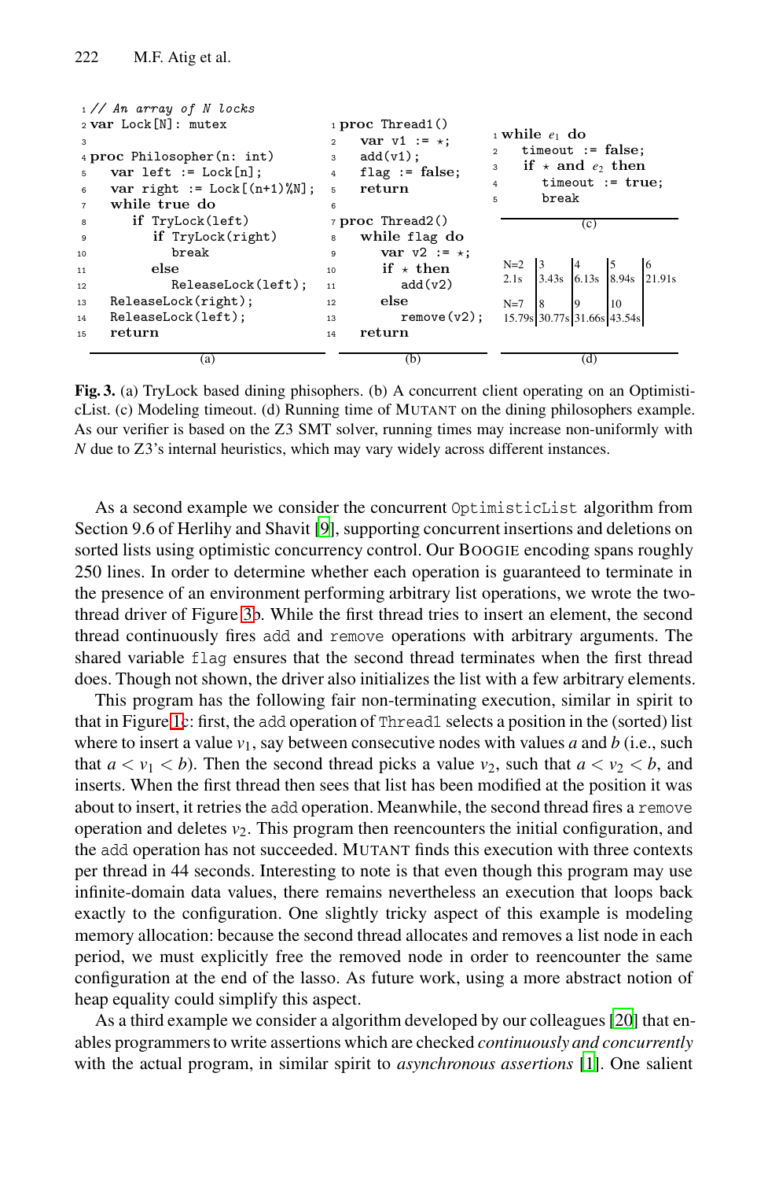```
1 // An array of N locks
2 var Lock[N]: mutex
3
4 proc Philosopher(n: int)
5   var left := Lock[n];
6   var right := Lock[(n+1)%N];
7   while true do
8     if TryLock(left)
9       if TryLock(right)
10        break
11      else
12        ReleaseLock(left);
13  ReleaseLock(right);
14  ReleaseLock(left);
15  return
```

(a)

```
1 proc Thread1()
2   var v1 := ⋆;
3   add(v1);
4   flag := false;
5   return
6
7 proc Thread2()
8   while flag do
9     var v2 := ⋆;
10    if ⋆ then
11      add(v2)
12    else
13      remove(v2);
14  return
```

(b)

```
1 while e1 do
2   timeout := false;
3   if ⋆ and e2 then
4     timeout := true;
5     break
```

(c)

| N=2 | 3 | 4 | 5 | 6 |
|---|---|---|---|---|
| 2.1s | 3.43s | 6.13s | 8.94s | 21.91s |
| N=7 | 8 | 9 | 10 | |
| 15.79s | 30.77s | 31.66s | 43.54s | |

(d)

**Fig. 3.** (a) TryLock based dining phisophers. (b) A concurrent client operating on an OptimisticList. (c) Modeling timeout. (d) Running time of MUTANT on the dining philosophers example. As our verifier is based on the Z3 SMT solver, running times may increase non-uniformly with $N$ due to Z3's internal heuristics, which may vary widely across different instances.

As a second example we consider the concurrent `OptimisticList` algorithm from Section 9.6 of Herlihy and Shavit [9], supporting concurrent insertions and deletions on sorted lists using optimistic concurrency control. Our BOOGIE encoding spans roughly 250 lines. In order to determine whether each operation is guaranteed to terminate in the presence of an environment performing arbitrary list operations, we wrote the two-thread driver of Figure 3b. While the first thread tries to insert an element, the second thread continuously fires `add` and `remove` operations with arbitrary arguments. The shared variable `flag` ensures that the second thread terminates when the first thread does. Though not shown, the driver also initializes the list with a few arbitrary elements.

This program has the following fair non-terminating execution, similar in spirit to that in Figure 1c: first, the `add` operation of `Thread1` selects a position in the (sorted) list where to insert a value $v_1$, say between consecutive nodes with values $a$ and $b$ (i.e., such that $a < v_1 < b$). Then the second thread picks a value $v_2$, such that $a < v_2 < b$, and inserts. When the first thread then sees that list has been modified at the position it was about to insert, it retries the `add` operation. Meanwhile, the second thread fires a `remove` operation and deletes $v_2$. This program then reencounters the initial configuration, and the `add` operation has not succeeded. MUTANT finds this execution with three contexts per thread in 44 seconds. Interesting to note is that even though this program may use infinite-domain data values, there remains nevertheless an execution that loops back exactly to the configuration. One slightly tricky aspect of this example is modeling memory allocation: because the second thread allocates and removes a list node in each period, we must explicitly free the removed node in order to reencounter the same configuration at the end of the lasso. As future work, using a more abstract notion of heap equality could simplify this aspect.

As a third example we consider a algorithm developed by our colleagues [20] that enables programmers to write assertions which are checked *continuously and concurrently* with the actual program, in similar spirit to *asynchronous assertions* [1]. One salient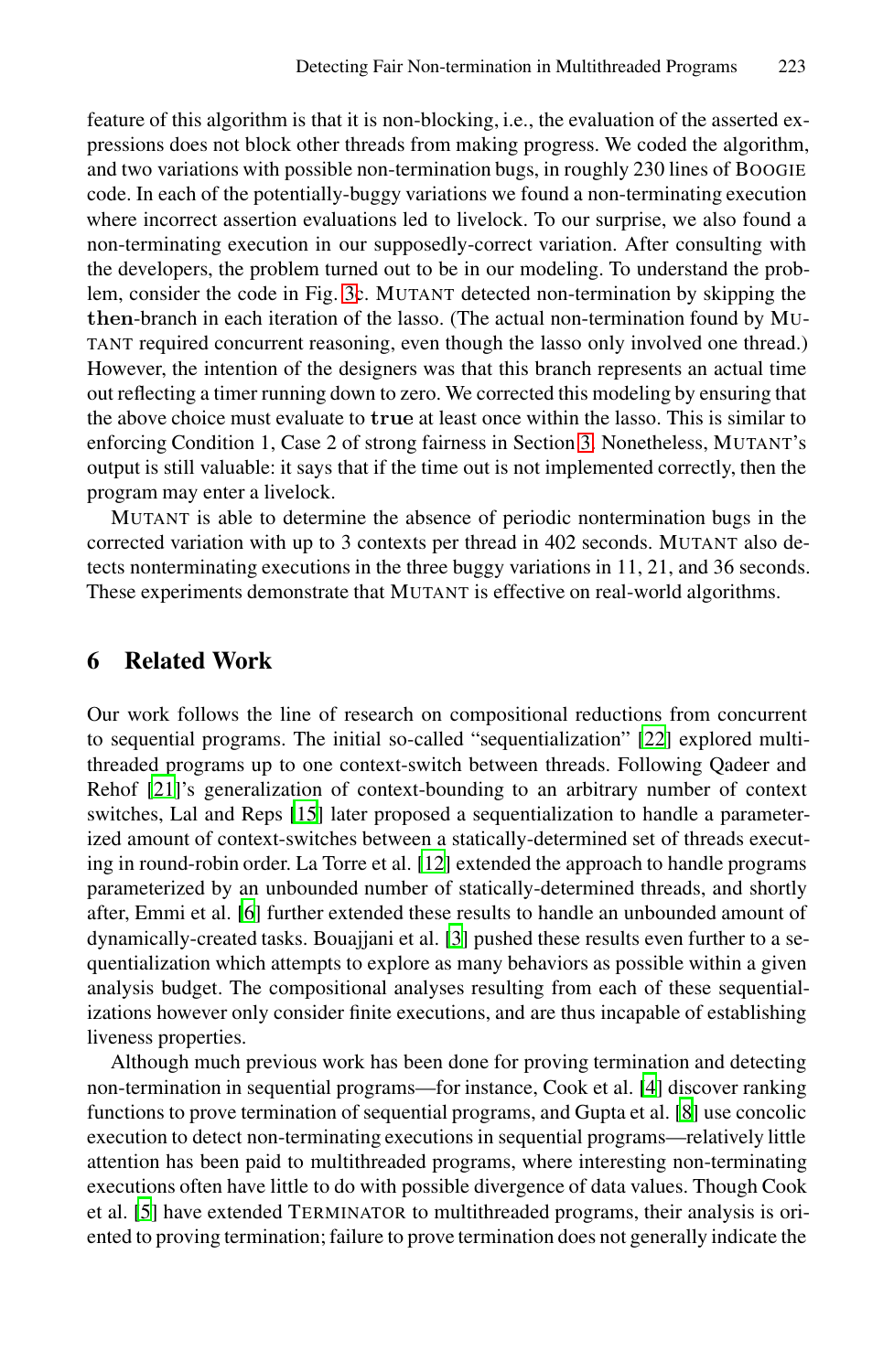feature of this algorithm is that it is non-blocking, i.e., the evaluation of the asserted expressions does not block other threads from making progress. We coded the algorithm, and two variations with possible non-termination bugs, in roughly 230 lines of BOOGIE code. In each of the potentially-buggy variations we found a non-terminating execution where incorrect assertion evaluations led to livelock. To our surprise, we also found a non-terminating execution in our supposedly-correct variation. After consulting with the developers, the problem turned out to be in our modeling. To understand the problem, consider the code in Fig. 3c. MUTANT detected non-termination by skipping the **then**-branch in each iteration of the lasso. (The actual non-termination found by MUTANT required concurrent reasoning, even though the lasso only involved one thread.) However, the intention of the designers was that this branch represents an actual time out reflecting a timer running down to zero. We corrected this modeling by ensuring that the above choice must evaluate to **true** at least once within the lasso. This is similar to enforcing Condition 1, Case 2 of strong fairness in Section 3. Nonetheless, MUTANT's output is still valuable: it says that if the time out is not implemented correctly, then the program may enter a livelock.

MUTANT is able to determine the absence of periodic nontermination bugs in the corrected variation with up to 3 contexts per thread in 402 seconds. MUTANT also detects nonterminating executions in the three buggy variations in 11, 21, and 36 seconds. These experiments demonstrate that MUTANT is effective on real-world algorithms.

## 6 Related Work

Our work follows the line of research on compositional reductions from concurrent to sequential programs. The initial so-called "sequentialization" [22] explored multi-threaded programs up to one context-switch between threads. Following Qadeer and Rehof [21]'s generalization of context-bounding to an arbitrary number of context switches, Lal and Reps [15] later proposed a sequentialization to handle a parameterized amount of context-switches between a statically-determined set of threads executing in round-robin order. La Torre et al. [12] extended the approach to handle programs parameterized by an unbounded number of statically-determined threads, and shortly after, Emmi et al. [6] further extended these results to handle an unbounded amount of dynamically-created tasks. Bouajjani et al. [3] pushed these results even further to a sequentialization which attempts to explore as many behaviors as possible within a given analysis budget. The compositional analyses resulting from each of these sequentializations however only consider finite executions, and are thus incapable of establishing liveness properties.

Although much previous work has been done for proving termination and detecting non-termination in sequential programs—for instance, Cook et al. [4] discover ranking functions to prove termination of sequential programs, and Gupta et al. [8] use concolic execution to detect non-terminating executions in sequential programs—relatively little attention has been paid to multithreaded programs, where interesting non-terminating executions often have little to do with possible divergence of data values. Though Cook et al. [5] have extended TERMINATOR to multithreaded programs, their analysis is oriented to proving termination; failure to prove termination does not generally indicate the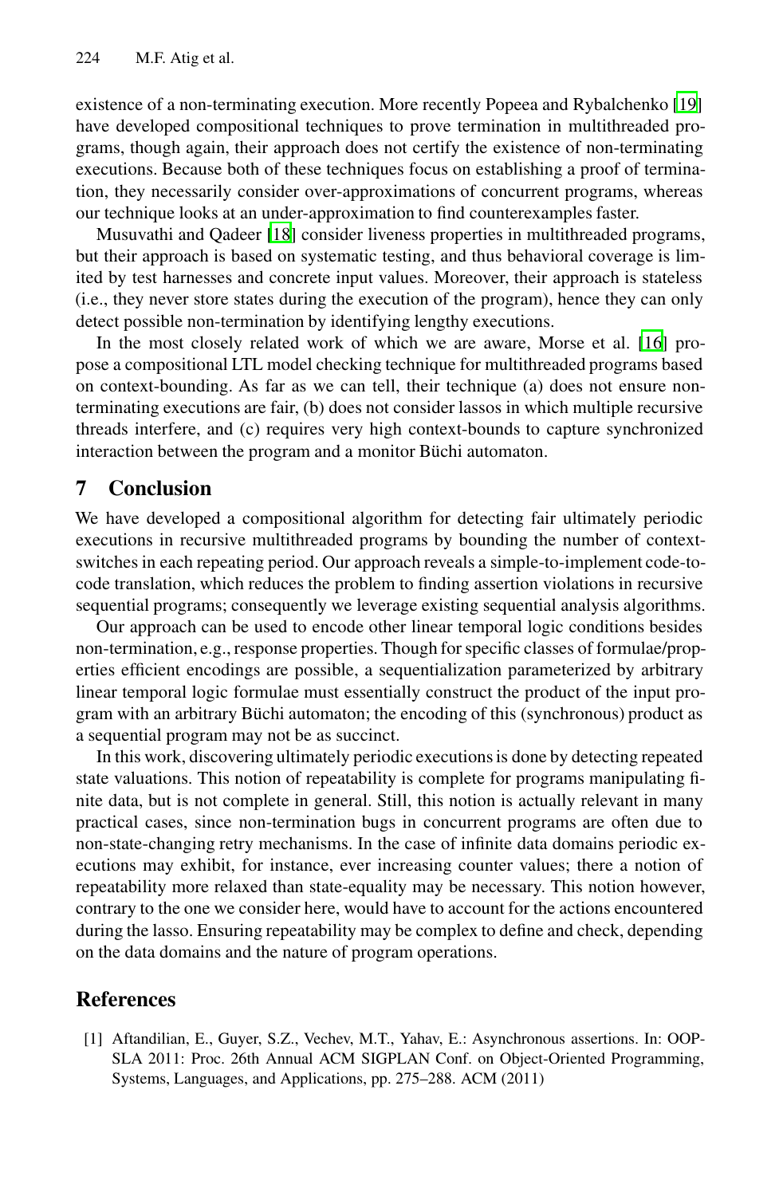existence of a non-terminating execution. More recently Popeea and Rybalchenko [19] have developed compositional techniques to prove termination in multithreaded programs, though again, their approach does not certify the existence of non-terminating executions. Because both of these techniques focus on establishing a proof of termination, they necessarily consider over-approximations of concurrent programs, whereas our technique looks at an under-approximation to find counterexamples faster.

Musuvathi and Qadeer [18] consider liveness properties in multithreaded programs, but their approach is based on systematic testing, and thus behavioral coverage is limited by test harnesses and concrete input values. Moreover, their approach is stateless (i.e., they never store states during the execution of the program), hence they can only detect possible non-termination by identifying lengthy executions.

In the most closely related work of which we are aware, Morse et al. [16] propose a compositional LTL model checking technique for multithreaded programs based on context-bounding. As far as we can tell, their technique (a) does not ensure non-terminating executions are fair, (b) does not consider lassos in which multiple recursive threads interfere, and (c) requires very high context-bounds to capture synchronized interaction between the program and a monitor Büchi automaton.

## 7 Conclusion

We have developed a compositional algorithm for detecting fair ultimately periodic executions in recursive multithreaded programs by bounding the number of context-switches in each repeating period. Our approach reveals a simple-to-implement code-to-code translation, which reduces the problem to finding assertion violations in recursive sequential programs; consequently we leverage existing sequential analysis algorithms.

Our approach can be used to encode other linear temporal logic conditions besides non-termination, e.g., response properties. Though for specific classes of formulae/properties efficient encodings are possible, a sequentialization parameterized by arbitrary linear temporal logic formulae must essentially construct the product of the input program with an arbitrary Büchi automaton; the encoding of this (synchronous) product as a sequential program may not be as succinct.

In this work, discovering ultimately periodic executions is done by detecting repeated state valuations. This notion of repeatability is complete for programs manipulating finite data, but is not complete in general. Still, this notion is actually relevant in many practical cases, since non-termination bugs in concurrent programs are often due to non-state-changing retry mechanisms. In the case of infinite data domains periodic executions may exhibit, for instance, ever increasing counter values; there a notion of repeatability more relaxed than state-equality may be necessary. This notion however, contrary to the one we consider here, would have to account for the actions encountered during the lasso. Ensuring repeatability may be complex to define and check, depending on the data domains and the nature of program operations.

## References

[1] Aftandilian, E., Guyer, S.Z., Vechev, M.T., Yahav, E.: Asynchronous assertions. In: OOPSLA 2011: Proc. 26th Annual ACM SIGPLAN Conf. on Object-Oriented Programming, Systems, Languages, and Applications, pp. 275–288. ACM (2011)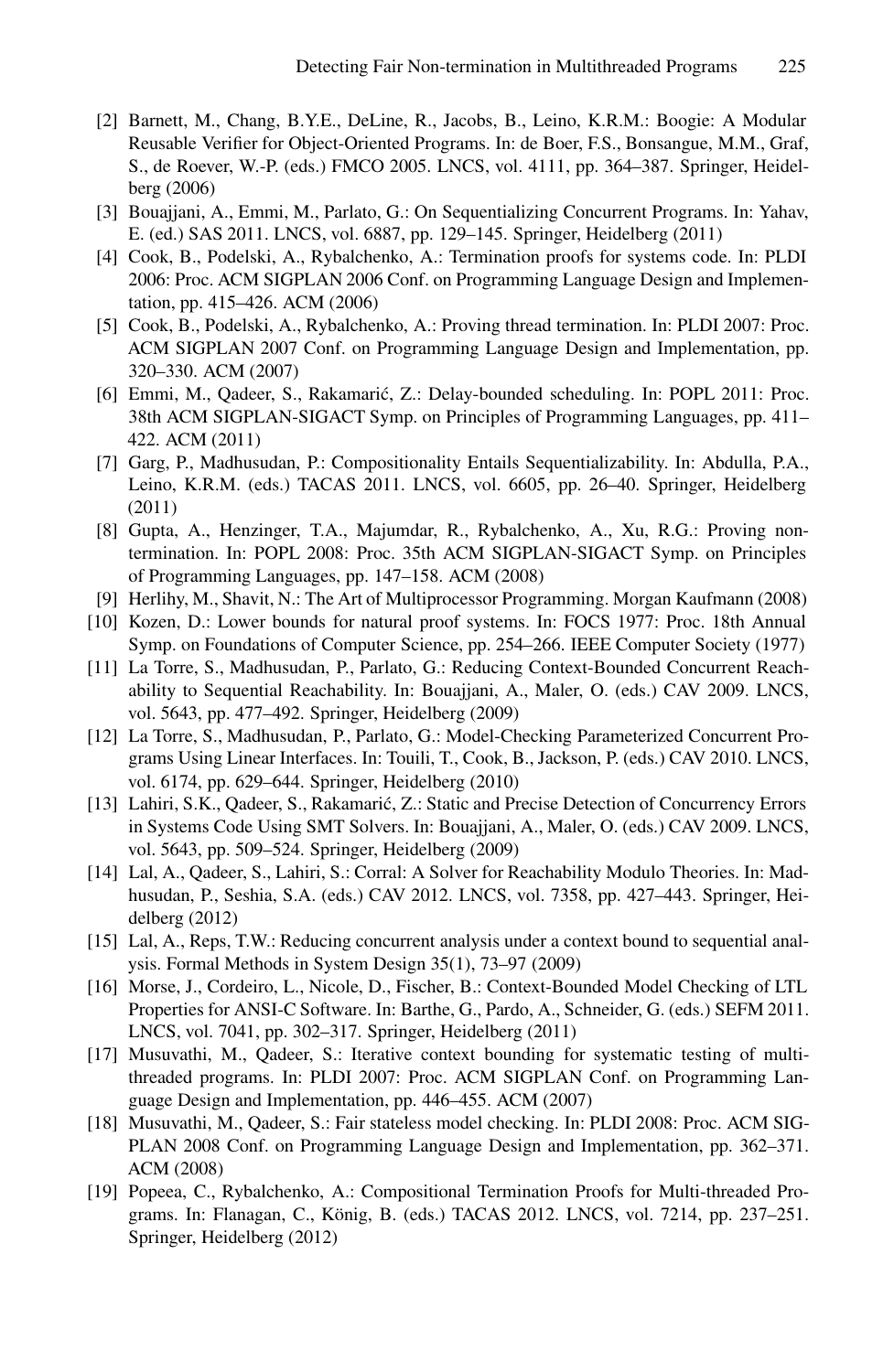[2] Barnett, M., Chang, B.Y.E., DeLine, R., Jacobs, B., Leino, K.R.M.: Boogie: A Modular Reusable Verifier for Object-Oriented Programs. In: de Boer, F.S., Bonsangue, M.M., Graf, S., de Roever, W.-P. (eds.) FMCO 2005. LNCS, vol. 4111, pp. 364–387. Springer, Heidelberg (2006)

[3] Bouajjani, A., Emmi, M., Parlato, G.: On Sequentializing Concurrent Programs. In: Yahav, E. (ed.) SAS 2011. LNCS, vol. 6887, pp. 129–145. Springer, Heidelberg (2011)

[4] Cook, B., Podelski, A., Rybalchenko, A.: Termination proofs for systems code. In: PLDI 2006: Proc. ACM SIGPLAN 2006 Conf. on Programming Language Design and Implementation, pp. 415–426. ACM (2006)

[5] Cook, B., Podelski, A., Rybalchenko, A.: Proving thread termination. In: PLDI 2007: Proc. ACM SIGPLAN 2007 Conf. on Programming Language Design and Implementation, pp. 320–330. ACM (2007)

[6] Emmi, M., Qadeer, S., Rakamarić, Z.: Delay-bounded scheduling. In: POPL 2011: Proc. 38th ACM SIGPLAN-SIGACT Symp. on Principles of Programming Languages, pp. 411–422. ACM (2011)

[7] Garg, P., Madhusudan, P.: Compositionality Entails Sequentializability. In: Abdulla, P.A., Leino, K.R.M. (eds.) TACAS 2011. LNCS, vol. 6605, pp. 26–40. Springer, Heidelberg (2011)

[8] Gupta, A., Henzinger, T.A., Majumdar, R., Rybalchenko, A., Xu, R.G.: Proving non-termination. In: POPL 2008: Proc. 35th ACM SIGPLAN-SIGACT Symp. on Principles of Programming Languages, pp. 147–158. ACM (2008)

[9] Herlihy, M., Shavit, N.: The Art of Multiprocessor Programming. Morgan Kaufmann (2008)

[10] Kozen, D.: Lower bounds for natural proof systems. In: FOCS 1977: Proc. 18th Annual Symp. on Foundations of Computer Science, pp. 254–266. IEEE Computer Society (1977)

[11] La Torre, S., Madhusudan, P., Parlato, G.: Reducing Context-Bounded Concurrent Reachability to Sequential Reachability. In: Bouajjani, A., Maler, O. (eds.) CAV 2009. LNCS, vol. 5643, pp. 477–492. Springer, Heidelberg (2009)

[12] La Torre, S., Madhusudan, P., Parlato, G.: Model-Checking Parameterized Concurrent Programs Using Linear Interfaces. In: Touili, T., Cook, B., Jackson, P. (eds.) CAV 2010. LNCS, vol. 6174, pp. 629–644. Springer, Heidelberg (2010)

[13] Lahiri, S.K., Qadeer, S., Rakamarić, Z.: Static and Precise Detection of Concurrency Errors in Systems Code Using SMT Solvers. In: Bouajjani, A., Maler, O. (eds.) CAV 2009. LNCS, vol. 5643, pp. 509–524. Springer, Heidelberg (2009)

[14] Lal, A., Qadeer, S., Lahiri, S.: Corral: A Solver for Reachability Modulo Theories. In: Madhusudan, P., Seshia, S.A. (eds.) CAV 2012. LNCS, vol. 7358, pp. 427–443. Springer, Heidelberg (2012)

[15] Lal, A., Reps, T.W.: Reducing concurrent analysis under a context bound to sequential analysis. Formal Methods in System Design 35(1), 73–97 (2009)

[16] Morse, J., Cordeiro, L., Nicole, D., Fischer, B.: Context-Bounded Model Checking of LTL Properties for ANSI-C Software. In: Barthe, G., Pardo, A., Schneider, G. (eds.) SEFM 2011. LNCS, vol. 7041, pp. 302–317. Springer, Heidelberg (2011)

[17] Musuvathi, M., Qadeer, S.: Iterative context bounding for systematic testing of multithreaded programs. In: PLDI 2007: Proc. ACM SIGPLAN Conf. on Programming Language Design and Implementation, pp. 446–455. ACM (2007)

[18] Musuvathi, M., Qadeer, S.: Fair stateless model checking. In: PLDI 2008: Proc. ACM SIGPLAN 2008 Conf. on Programming Language Design and Implementation, pp. 362–371. ACM (2008)

[19] Popeea, C., Rybalchenko, A.: Compositional Termination Proofs for Multi-threaded Programs. In: Flanagan, C., König, B. (eds.) TACAS 2012. LNCS, vol. 7214, pp. 237–251. Springer, Heidelberg (2012)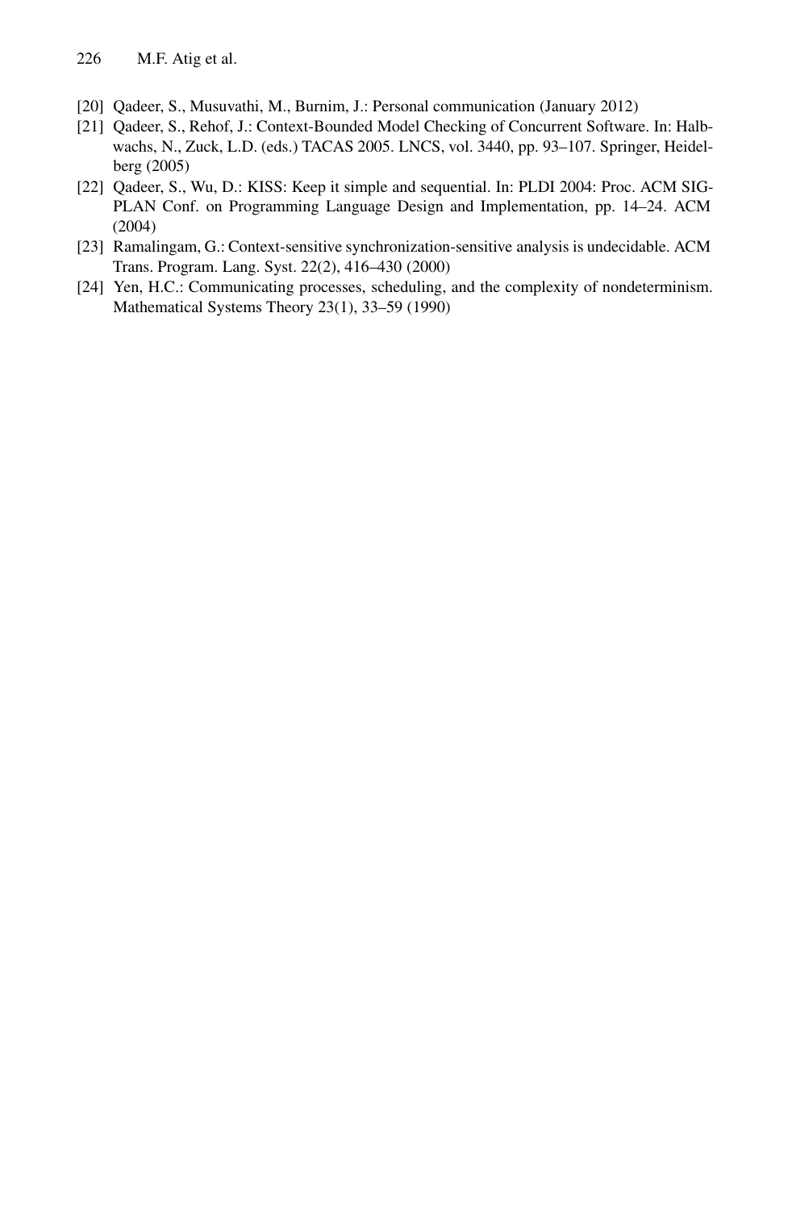[20] Qadeer, S., Musuvathi, M., Burnim, J.: Personal communication (January 2012)

[21] Qadeer, S., Rehof, J.: Context-Bounded Model Checking of Concurrent Software. In: Halbwachs, N., Zuck, L.D. (eds.) TACAS 2005. LNCS, vol. 3440, pp. 93–107. Springer, Heidelberg (2005)

[22] Qadeer, S., Wu, D.: KISS: Keep it simple and sequential. In: PLDI 2004: Proc. ACM SIGPLAN Conf. on Programming Language Design and Implementation, pp. 14–24. ACM (2004)

[23] Ramalingam, G.: Context-sensitive synchronization-sensitive analysis is undecidable. ACM Trans. Program. Lang. Syst. 22(2), 416–430 (2000)

[24] Yen, H.C.: Communicating processes, scheduling, and the complexity of nondeterminism. Mathematical Systems Theory 23(1), 33–59 (1990)